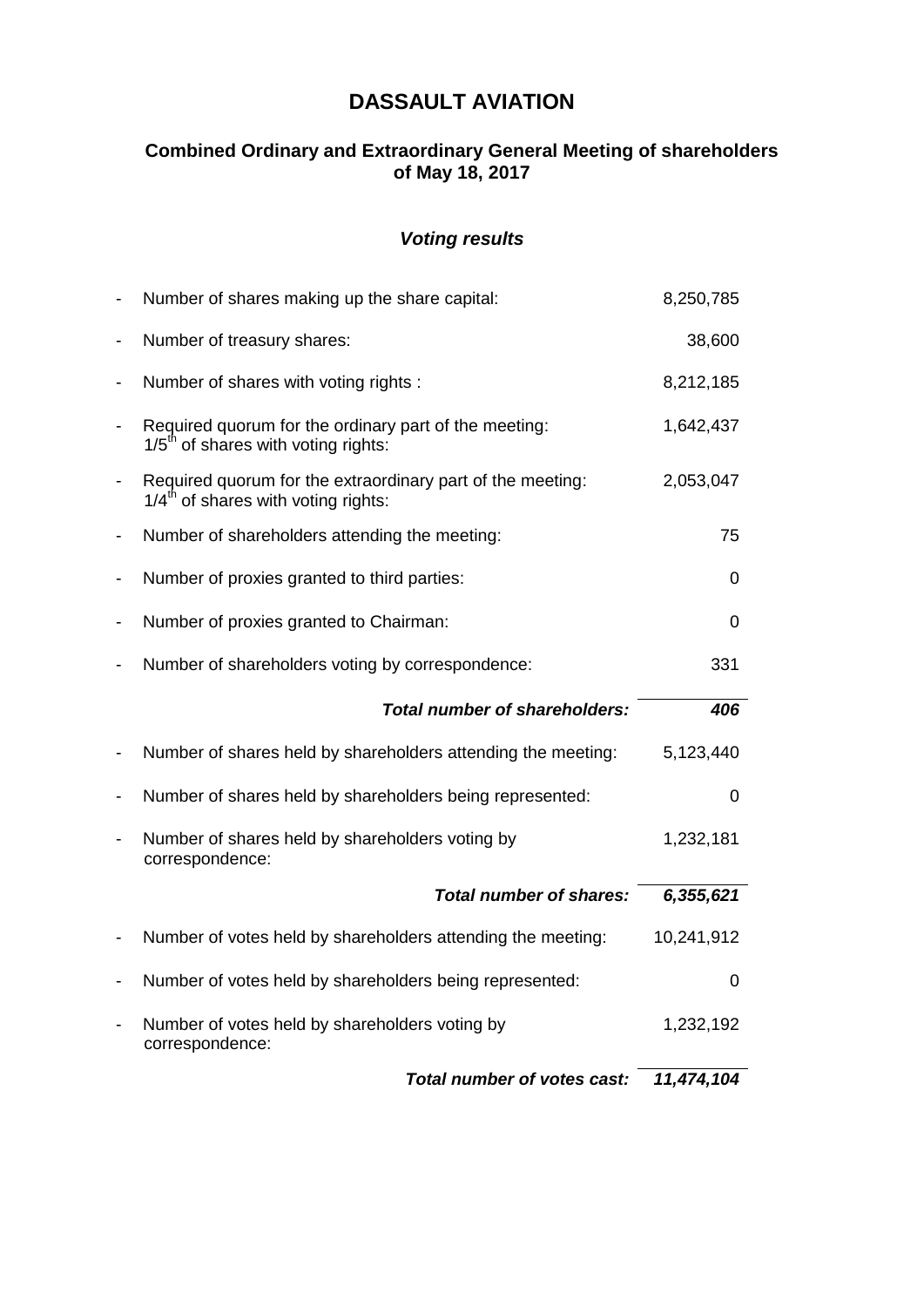# DASSAULT AVIATION

### Combined Ordinary and Extraordinary General Meeting of shareholders of May 18, 2017

### *Voting results*

| | | |
|---|---|---|
| - | Number of shares making up the share capital: | 8,250,785 |
| - | Number of treasury shares: | 38,600 |
| - | Number of shares with voting rights : | 8,212,185 |
| - | Required quorum for the ordinary part of the meeting: 1/5th of shares with voting rights: | 1,642,437 |
| - | Required quorum for the extraordinary part of the meeting: 1/4th of shares with voting rights: | 2,053,047 |
| - | Number of shareholders attending the meeting: | 75 |
| - | Number of proxies granted to third parties: | 0 |
| - | Number of proxies granted to Chairman: | 0 |
| - | Number of shareholders voting by correspondence: | 331 |
| | ***Total number of shareholders:*** | ***406*** |
| - | Number of shares held by shareholders attending the meeting: | 5,123,440 |
| - | Number of shares held by shareholders being represented: | 0 |
| - | Number of shares held by shareholders voting by correspondence: | 1,232,181 |
| | ***Total number of shares:*** | ***6,355,621*** |
| - | Number of votes held by shareholders attending the meeting: | 10,241,912 |
| - | Number of votes held by shareholders being represented: | 0 |
| - | Number of votes held by shareholders voting by correspondence: | 1,232,192 |
| | ***Total number of votes cast:*** | ***11,474,104*** |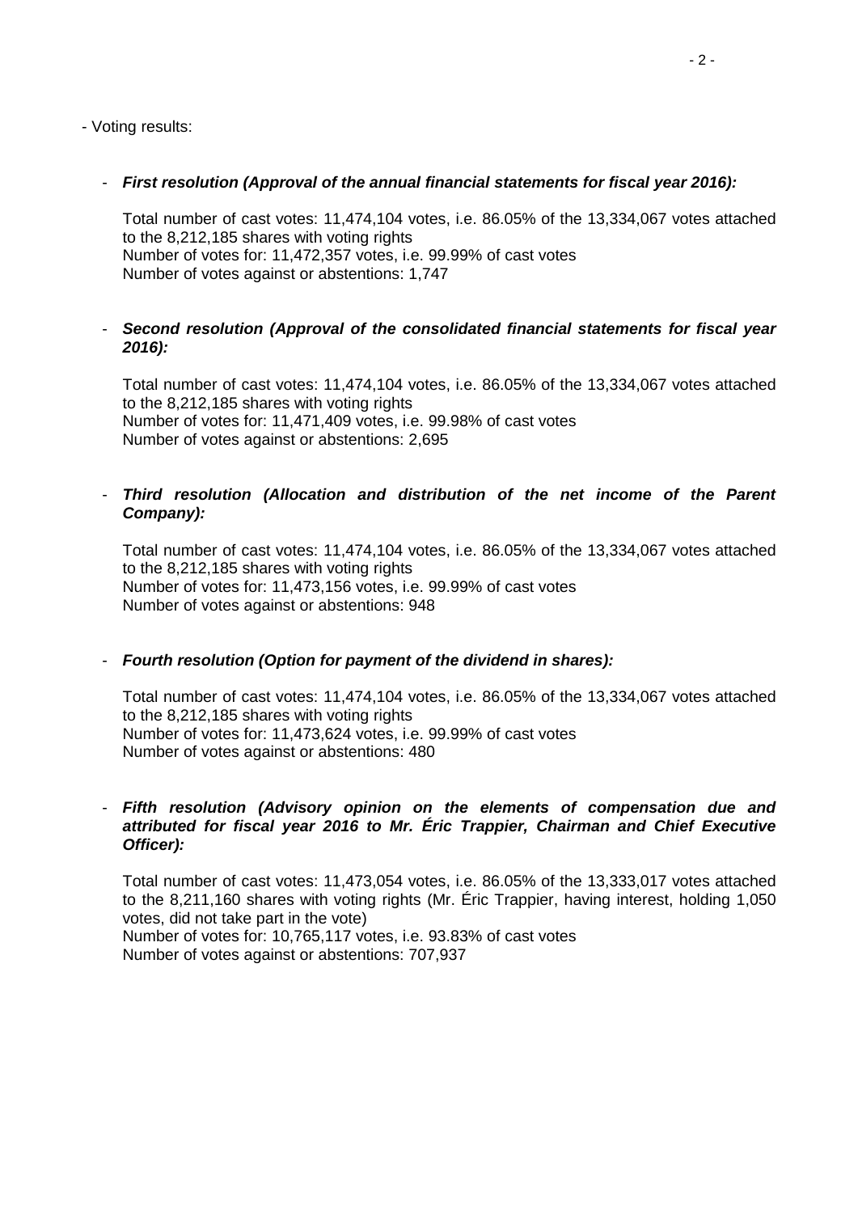- Voting results:

- ***First resolution (Approval of the annual financial statements for fiscal year 2016):***

  Total number of cast votes: 11,474,104 votes, i.e. 86.05% of the 13,334,067 votes attached to the 8,212,185 shares with voting rights
  Number of votes for: 11,472,357 votes, i.e. 99.99% of cast votes
  Number of votes against or abstentions: 1,747

- ***Second resolution (Approval of the consolidated financial statements for fiscal year 2016):***

  Total number of cast votes: 11,474,104 votes, i.e. 86.05% of the 13,334,067 votes attached to the 8,212,185 shares with voting rights
  Number of votes for: 11,471,409 votes, i.e. 99.98% of cast votes
  Number of votes against or abstentions: 2,695

- ***Third resolution (Allocation and distribution of the net income of the Parent Company):***

  Total number of cast votes: 11,474,104 votes, i.e. 86.05% of the 13,334,067 votes attached to the 8,212,185 shares with voting rights
  Number of votes for: 11,473,156 votes, i.e. 99.99% of cast votes
  Number of votes against or abstentions: 948

- ***Fourth resolution (Option for payment of the dividend in shares):***

  Total number of cast votes: 11,474,104 votes, i.e. 86.05% of the 13,334,067 votes attached to the 8,212,185 shares with voting rights
  Number of votes for: 11,473,624 votes, i.e. 99.99% of cast votes
  Number of votes against or abstentions: 480

- ***Fifth resolution (Advisory opinion on the elements of compensation due and attributed for fiscal year 2016 to Mr. Éric Trappier, Chairman and Chief Executive Officer):***

  Total number of cast votes: 11,473,054 votes, i.e. 86.05% of the 13,333,017 votes attached to the 8,211,160 shares with voting rights (Mr. Éric Trappier, having interest, holding 1,050 votes, did not take part in the vote)
  Number of votes for: 10,765,117 votes, i.e. 93.83% of cast votes
  Number of votes against or abstentions: 707,937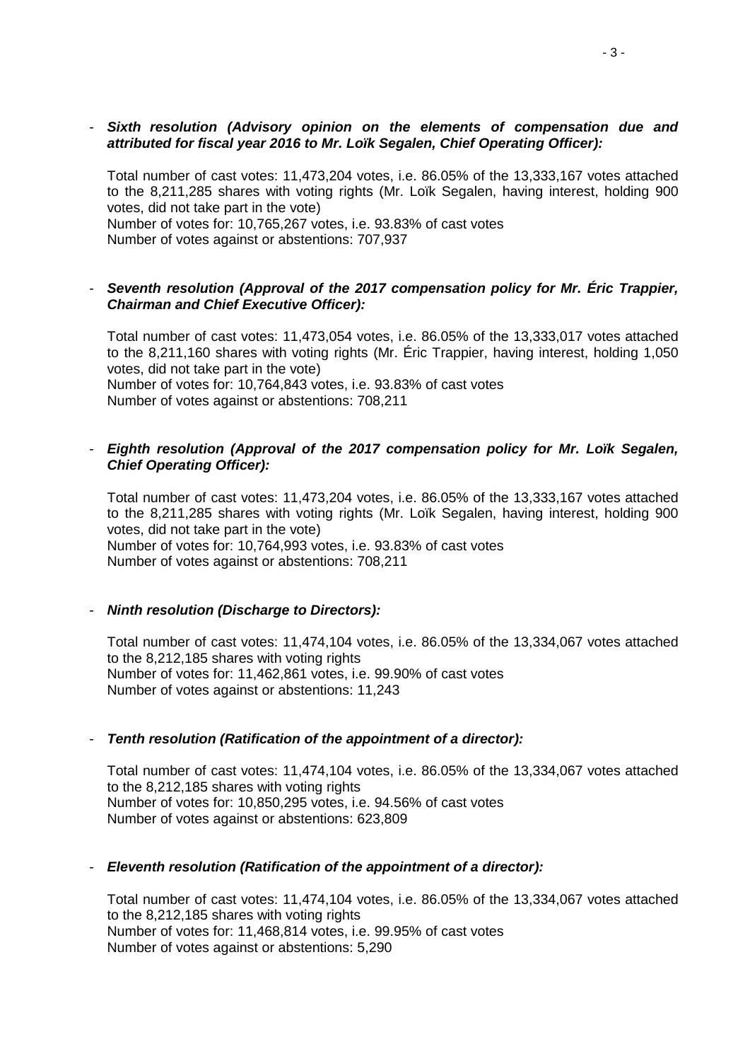- ***Sixth resolution (Advisory opinion on the elements of compensation due and attributed for fiscal year 2016 to Mr. Loïk Segalen, Chief Operating Officer):***

  Total number of cast votes: 11,473,204 votes, i.e. 86.05% of the 13,333,167 votes attached to the 8,211,285 shares with voting rights (Mr. Loïk Segalen, having interest, holding 900 votes, did not take part in the vote)
  Number of votes for: 10,765,267 votes, i.e. 93.83% of cast votes
  Number of votes against or abstentions: 707,937

- ***Seventh resolution (Approval of the 2017 compensation policy for Mr. Éric Trappier, Chairman and Chief Executive Officer):***

  Total number of cast votes: 11,473,054 votes, i.e. 86.05% of the 13,333,017 votes attached to the 8,211,160 shares with voting rights (Mr. Éric Trappier, having interest, holding 1,050 votes, did not take part in the vote)
  Number of votes for: 10,764,843 votes, i.e. 93.83% of cast votes
  Number of votes against or abstentions: 708,211

- ***Eighth resolution (Approval of the 2017 compensation policy for Mr. Loïk Segalen, Chief Operating Officer):***

  Total number of cast votes: 11,473,204 votes, i.e. 86.05% of the 13,333,167 votes attached to the 8,211,285 shares with voting rights (Mr. Loïk Segalen, having interest, holding 900 votes, did not take part in the vote)
  Number of votes for: 10,764,993 votes, i.e. 93.83% of cast votes
  Number of votes against or abstentions: 708,211

- ***Ninth resolution (Discharge to Directors):***

  Total number of cast votes: 11,474,104 votes, i.e. 86.05% of the 13,334,067 votes attached to the 8,212,185 shares with voting rights
  Number of votes for: 11,462,861 votes, i.e. 99.90% of cast votes
  Number of votes against or abstentions: 11,243

- ***Tenth resolution (Ratification of the appointment of a director):***

  Total number of cast votes: 11,474,104 votes, i.e. 86.05% of the 13,334,067 votes attached to the 8,212,185 shares with voting rights
  Number of votes for: 10,850,295 votes, i.e. 94.56% of cast votes
  Number of votes against or abstentions: 623,809

- ***Eleventh resolution (Ratification of the appointment of a director):***

  Total number of cast votes: 11,474,104 votes, i.e. 86.05% of the 13,334,067 votes attached to the 8,212,185 shares with voting rights
  Number of votes for: 11,468,814 votes, i.e. 99.95% of cast votes
  Number of votes against or abstentions: 5,290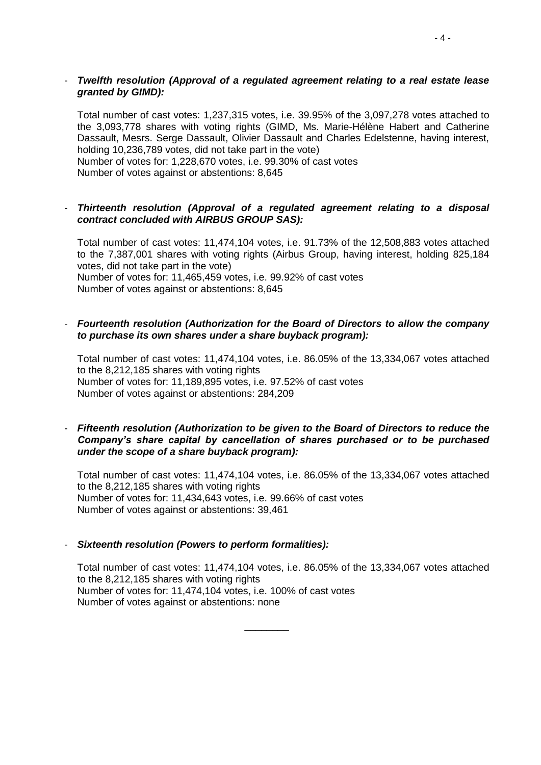- ***Twelfth resolution (Approval of a regulated agreement relating to a real estate lease granted by GIMD):***

  Total number of cast votes: 1,237,315 votes, i.e. 39.95% of the 3,097,278 votes attached to the 3,093,778 shares with voting rights (GIMD, Ms. Marie-Hélène Habert and Catherine Dassault, Mesrs. Serge Dassault, Olivier Dassault and Charles Edelstenne, having interest, holding 10,236,789 votes, did not take part in the vote)
  Number of votes for: 1,228,670 votes, i.e. 99.30% of cast votes
  Number of votes against or abstentions: 8,645

- ***Thirteenth resolution (Approval of a regulated agreement relating to a disposal contract concluded with AIRBUS GROUP SAS):***

  Total number of cast votes: 11,474,104 votes, i.e. 91.73% of the 12,508,883 votes attached to the 7,387,001 shares with voting rights (Airbus Group, having interest, holding 825,184 votes, did not take part in the vote)
  Number of votes for: 11,465,459 votes, i.e. 99.92% of cast votes
  Number of votes against or abstentions: 8,645

- ***Fourteenth resolution (Authorization for the Board of Directors to allow the company to purchase its own shares under a share buyback program):***

  Total number of cast votes: 11,474,104 votes, i.e. 86.05% of the 13,334,067 votes attached to the 8,212,185 shares with voting rights
  Number of votes for: 11,189,895 votes, i.e. 97.52% of cast votes
  Number of votes against or abstentions: 284,209

- ***Fifteenth resolution (Authorization to be given to the Board of Directors to reduce the Company's share capital by cancellation of shares purchased or to be purchased under the scope of a share buyback program):***

  Total number of cast votes: 11,474,104 votes, i.e. 86.05% of the 13,334,067 votes attached to the 8,212,185 shares with voting rights
  Number of votes for: 11,434,643 votes, i.e. 99.66% of cast votes
  Number of votes against or abstentions: 39,461

- ***Sixteenth resolution (Powers to perform formalities):***

  Total number of cast votes: 11,474,104 votes, i.e. 86.05% of the 13,334,067 votes attached to the 8,212,185 shares with voting rights
  Number of votes for: 11,474,104 votes, i.e. 100% of cast votes
  Number of votes against or abstentions: none

________